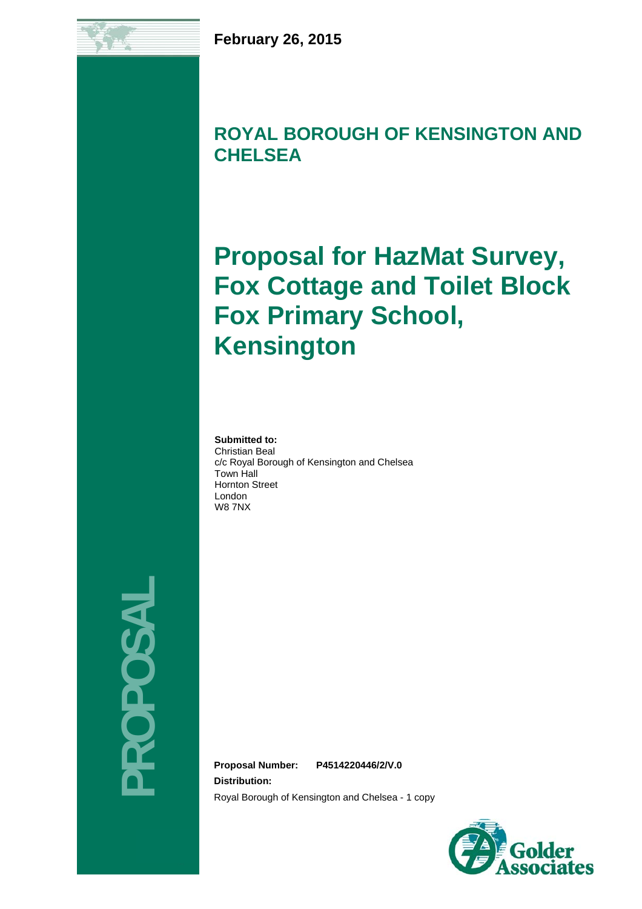**February 26, 2015**

## ROYAL BOROUGH OF KENSINGTON AND CHELSEA

# Proposal for HazMat Survey, Fox Cottage and Toilet Block Fox Primary School, Kensington

**Submitted to:**
Christian Beal
c/c Royal Borough of Kensington and Chelsea
Town Hall
Hornton Street
London
W8 7NX

PROPOSAL

**Proposal Number:** **P4514220446/2/V.0**

**Distribution:**

Royal Borough of Kensington and Chelsea - 1 copy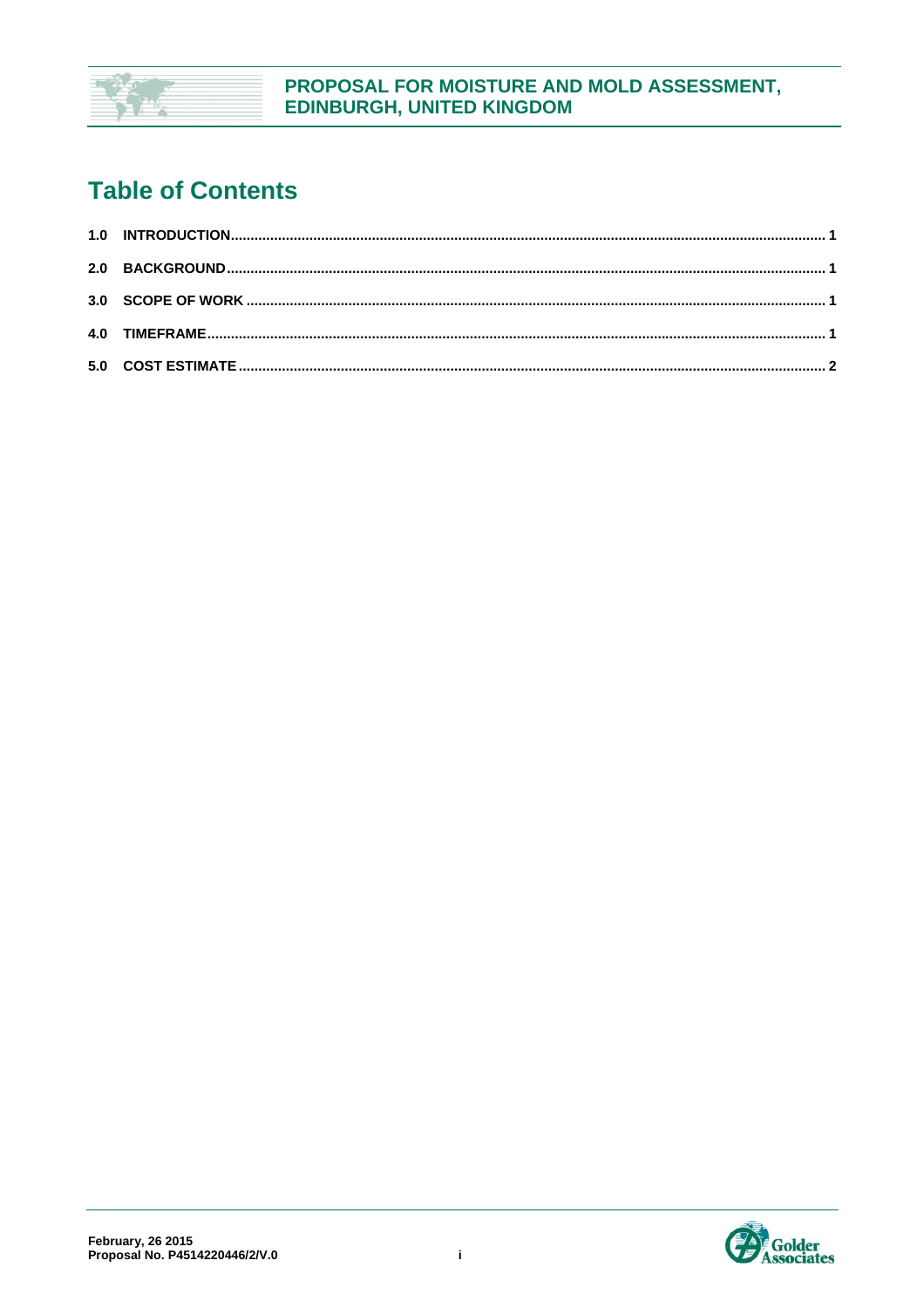# Table of Contents

1.0 INTRODUCTION.................................................................................................... 1

2.0 BACKGROUND..................................................................................................... 1

3.0 SCOPE OF WORK ................................................................................................ 1

4.0 TIMEFRAME.......................................................................................................... 1

5.0 COST ESTIMATE .................................................................................................. 2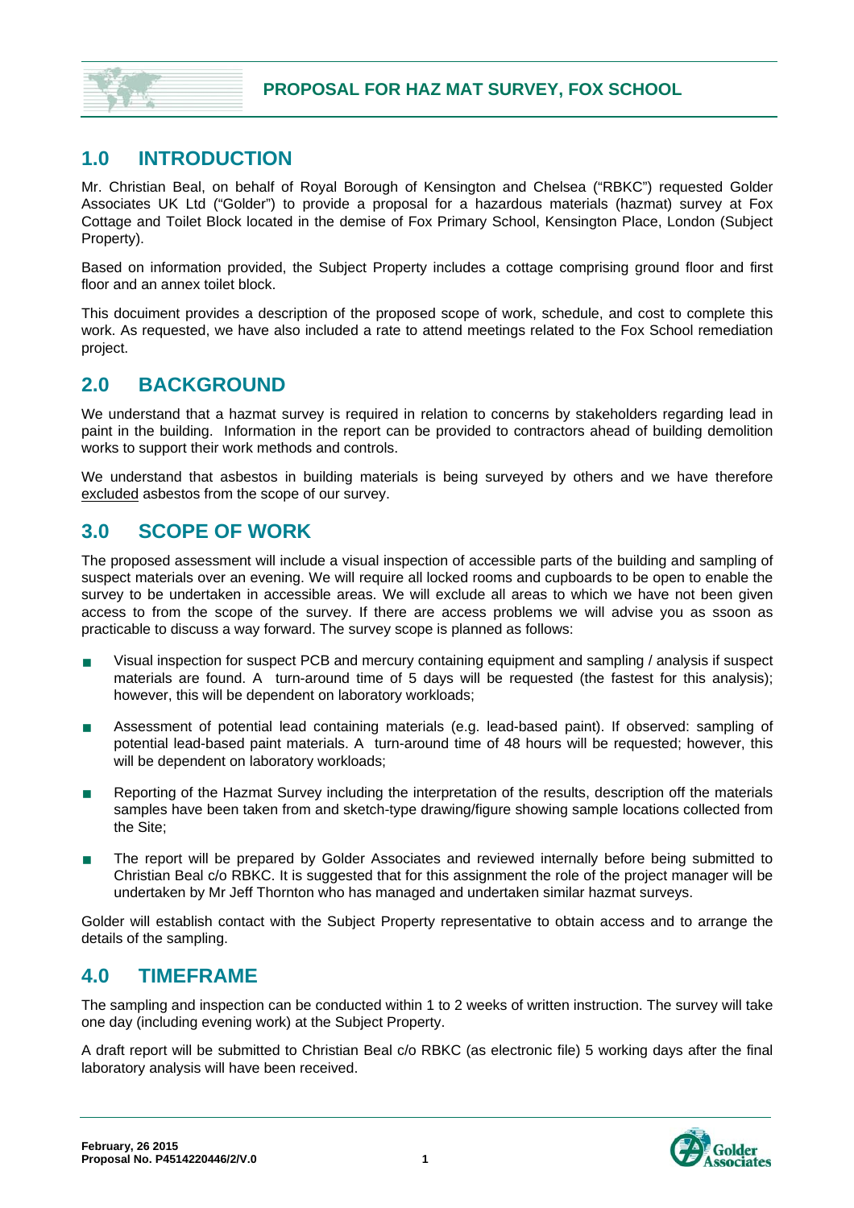## 1.0 INTRODUCTION

Mr. Christian Beal, on behalf of Royal Borough of Kensington and Chelsea ("RBKC") requested Golder Associates UK Ltd ("Golder") to provide a proposal for a hazardous materials (hazmat) survey at Fox Cottage and Toilet Block located in the demise of Fox Primary School, Kensington Place, London (Subject Property).

Based on information provided, the Subject Property includes a cottage comprising ground floor and first floor and an annex toilet block.

This docuiment provides a description of the proposed scope of work, schedule, and cost to complete this work. As requested, we have also included a rate to attend meetings related to the Fox School remediation project.

## 2.0 BACKGROUND

We understand that a hazmat survey is required in relation to concerns by stakeholders regarding lead in paint in the building. Information in the report can be provided to contractors ahead of building demolition works to support their work methods and controls.

We understand that asbestos in building materials is being surveyed by others and we have therefore excluded asbestos from the scope of our survey.

## 3.0 SCOPE OF WORK

The proposed assessment will include a visual inspection of accessible parts of the building and sampling of suspect materials over an evening. We will require all locked rooms and cupboards to be open to enable the survey to be undertaken in accessible areas. We will exclude all areas to which we have not been given access to from the scope of the survey. If there are access problems we will advise you as ssoon as practicable to discuss a way forward. The survey scope is planned as follows:

- Visual inspection for suspect PCB and mercury containing equipment and sampling / analysis if suspect materials are found. A turn-around time of 5 days will be requested (the fastest for this analysis); however, this will be dependent on laboratory workloads;
- Assessment of potential lead containing materials (e.g. lead-based paint). If observed: sampling of potential lead-based paint materials. A turn-around time of 48 hours will be requested; however, this will be dependent on laboratory workloads;
- Reporting of the Hazmat Survey including the interpretation of the results, description off the materials samples have been taken from and sketch-type drawing/figure showing sample locations collected from the Site;
- The report will be prepared by Golder Associates and reviewed internally before being submitted to Christian Beal c/o RBKC. It is suggested that for this assignment the role of the project manager will be undertaken by Mr Jeff Thornton who has managed and undertaken similar hazmat surveys.

Golder will establish contact with the Subject Property representative to obtain access and to arrange the details of the sampling.

## 4.0 TIMEFRAME

The sampling and inspection can be conducted within 1 to 2 weeks of written instruction. The survey will take one day (including evening work) at the Subject Property.

A draft report will be submitted to Christian Beal c/o RBKC (as electronic file) 5 working days after the final laboratory analysis will have been received.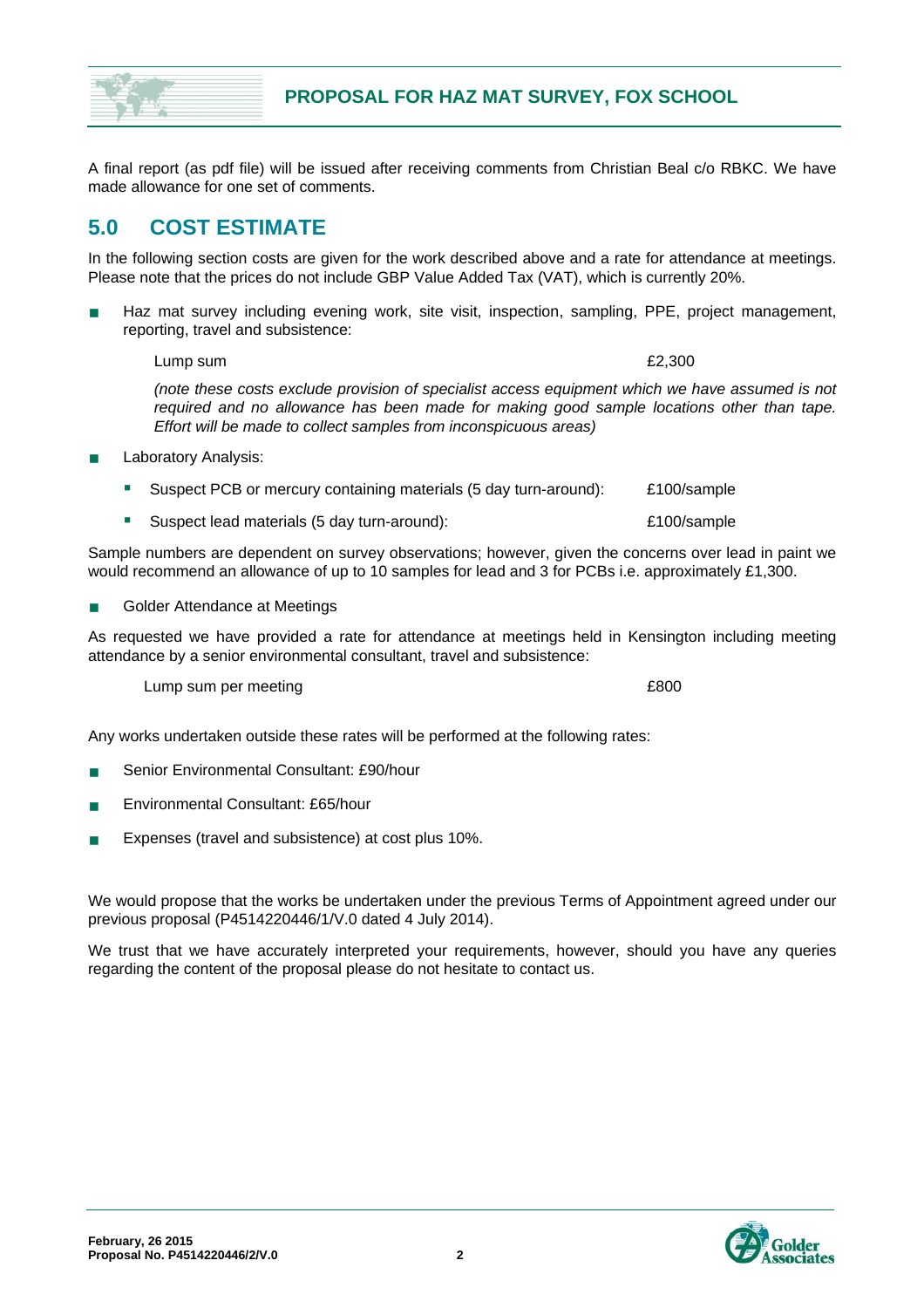A final report (as pdf file) will be issued after receiving comments from Christian Beal c/o RBKC. We have made allowance for one set of comments.

## 5.0 COST ESTIMATE

In the following section costs are given for the work described above and a rate for attendance at meetings. Please note that the prices do not include GBP Value Added Tax (VAT), which is currently 20%.

- Haz mat survey including evening work, site visit, inspection, sampling, PPE, project management, reporting, travel and subsistence:

  Lump sum £2,300

  *(note these costs exclude provision of specialist access equipment which we have assumed is not required and no allowance has been made for making good sample locations other than tape. Effort will be made to collect samples from inconspicuous areas)*

- Laboratory Analysis:
  - Suspect PCB or mercury containing materials (5 day turn-around): £100/sample
  - Suspect lead materials (5 day turn-around): £100/sample

Sample numbers are dependent on survey observations; however, given the concerns over lead in paint we would recommend an allowance of up to 10 samples for lead and 3 for PCBs i.e. approximately £1,300.

- Golder Attendance at Meetings

As requested we have provided a rate for attendance at meetings held in Kensington including meeting attendance by a senior environmental consultant, travel and subsistence:

Lump sum per meeting £800

Any works undertaken outside these rates will be performed at the following rates:

- Senior Environmental Consultant: £90/hour
- Environmental Consultant: £65/hour
- Expenses (travel and subsistence) at cost plus 10%.

We would propose that the works be undertaken under the previous Terms of Appointment agreed under our previous proposal (P4514220446/1/V.0 dated 4 July 2014).

We trust that we have accurately interpreted your requirements, however, should you have any queries regarding the content of the proposal please do not hesitate to contact us.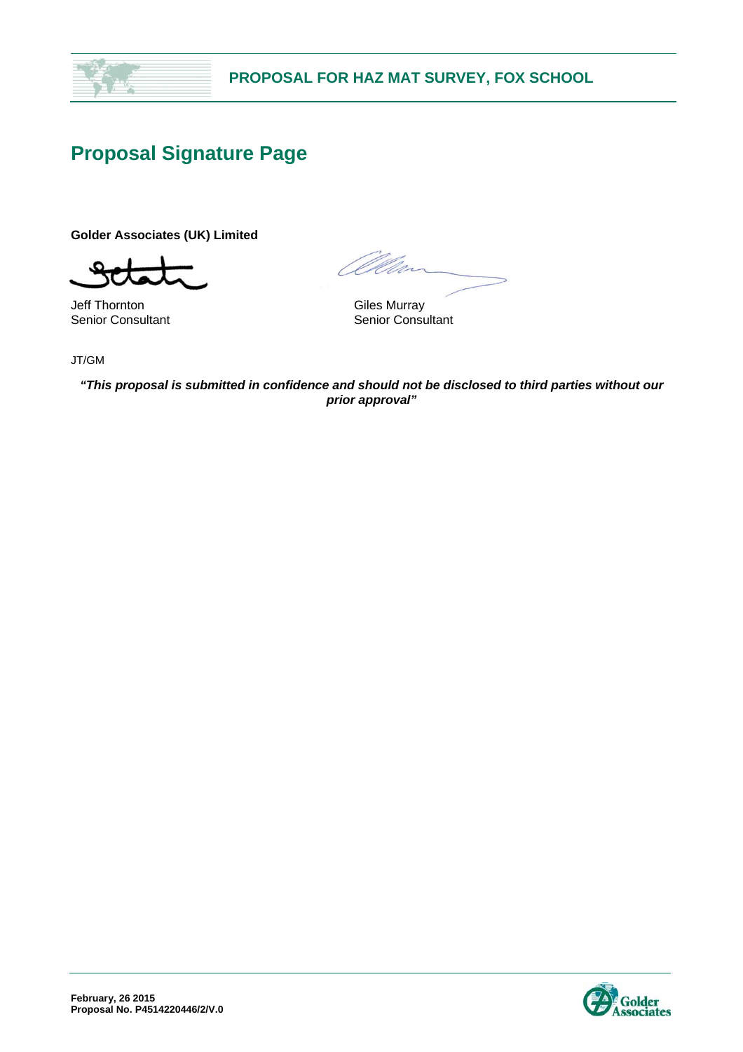# Proposal Signature Page

**Golder Associates (UK) Limited**

Jeff Thornton
Senior Consultant

Giles Murray
Senior Consultant

JT/GM

***"This proposal is submitted in confidence and should not be disclosed to third parties without our prior approval"***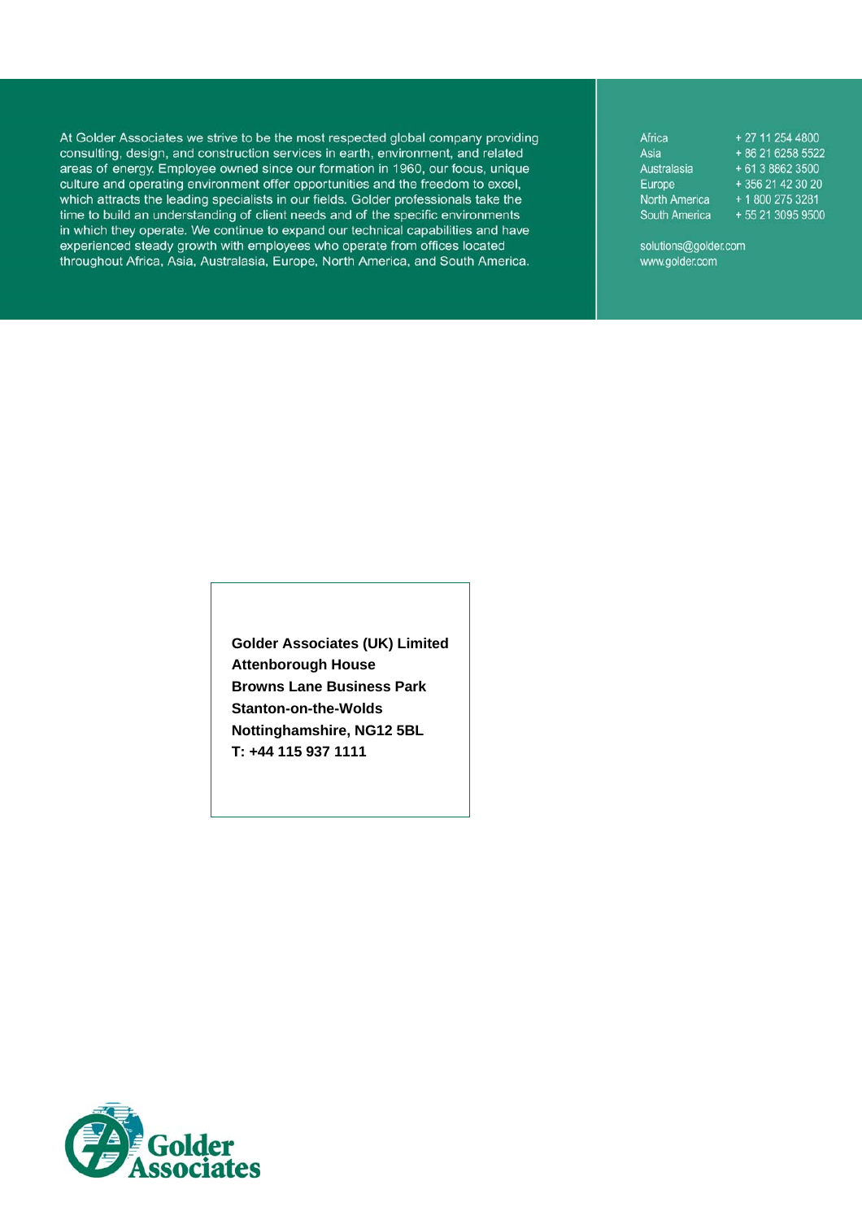At Golder Associates we strive to be the most respected global company providing consulting, design, and construction services in earth, environment, and related areas of energy. Employee owned since our formation in 1960, our focus, unique culture and operating environment offer opportunities and the freedom to excel, which attracts the leading specialists in our fields. Golder professionals take the time to build an understanding of client needs and of the specific environments in which they operate. We continue to expand our technical capabilities and have experienced steady growth with employees who operate from offices located throughout Africa, Asia, Australasia, Europe, North America, and South America.

| | |
|---|---|
| Africa | + 27 11 254 4800 |
| Asia | + 86 21 6258 5522 |
| Australasia | + 61 3 8862 3500 |
| Europe | + 356 21 42 30 20 |
| North America | + 1 800 275 3281 |
| South America | + 55 21 3095 9500 |

solutions@golder.com
www.golder.com

**Golder Associates (UK) Limited**
**Attenborough House**
**Browns Lane Business Park**
**Stanton-on-the-Wolds**
**Nottinghamshire, NG12 5BL**
**T: +44 115 937 1111**

Golder Associates